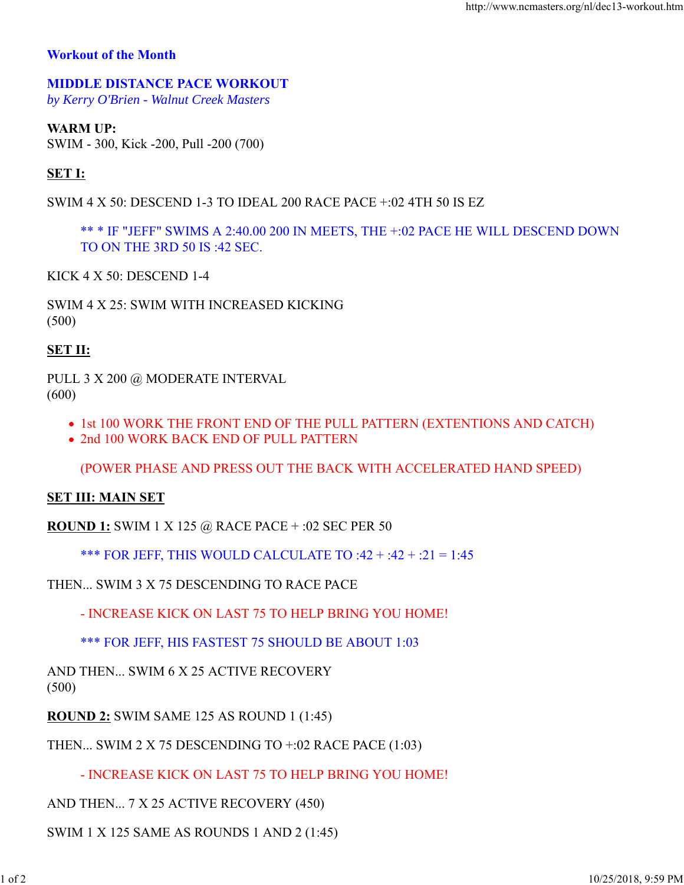## Workout of the Month

## MIDDLE DISTANCE PACE WORKOUT

*by Kerry O'Brien - Walnut Creek Masters*

**WARM UP:**
SWIM - 300, Kick -200, Pull -200 (700)

**SET I:**

SWIM 4 X 50: DESCEND 1-3 TO IDEAL 200 RACE PACE +:02 4TH 50 IS EZ

> ** * IF "JEFF" SWIMS A 2:40.00 200 IN MEETS, THE +:02 PACE HE WILL DESCEND DOWN TO ON THE 3RD 50 IS :42 SEC.

KICK 4 X 50: DESCEND 1-4

SWIM 4 X 25: SWIM WITH INCREASED KICKING
(500)

**SET II:**

PULL 3 X 200 @ MODERATE INTERVAL
(600)

- 1st 100 WORK THE FRONT END OF THE PULL PATTERN (EXTENTIONS AND CATCH)
- 2nd 100 WORK BACK END OF PULL PATTERN

  (POWER PHASE AND PRESS OUT THE BACK WITH ACCELERATED HAND SPEED)

**SET III: MAIN SET**

**ROUND 1:** SWIM 1 X 125 @ RACE PACE + :02 SEC PER 50

> *** FOR JEFF, THIS WOULD CALCULATE TO :42 + :42 + :21 = 1:45

THEN... SWIM 3 X 75 DESCENDING TO RACE PACE

> - INCREASE KICK ON LAST 75 TO HELP BRING YOU HOME!

> *** FOR JEFF, HIS FASTEST 75 SHOULD BE ABOUT 1:03

AND THEN... SWIM 6 X 25 ACTIVE RECOVERY
(500)

**ROUND 2:** SWIM SAME 125 AS ROUND 1 (1:45)

THEN... SWIM 2 X 75 DESCENDING TO +:02 RACE PACE (1:03)

> - INCREASE KICK ON LAST 75 TO HELP BRING YOU HOME!

AND THEN... 7 X 25 ACTIVE RECOVERY (450)

SWIM 1 X 125 SAME AS ROUNDS 1 AND 2 (1:45)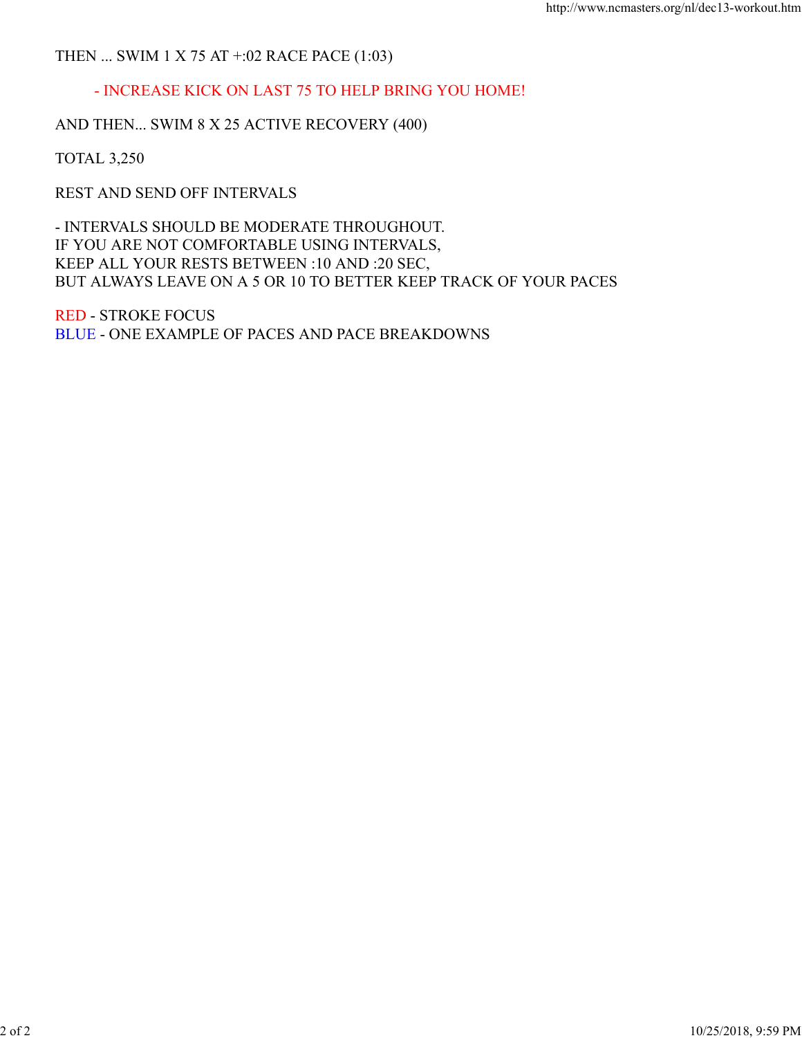THEN ... SWIM 1 X 75 AT +:02 RACE PACE (1:03)

- INCREASE KICK ON LAST 75 TO HELP BRING YOU HOME!

AND THEN... SWIM 8 X 25 ACTIVE RECOVERY (400)

TOTAL 3,250

REST AND SEND OFF INTERVALS

- INTERVALS SHOULD BE MODERATE THROUGHOUT.
IF YOU ARE NOT COMFORTABLE USING INTERVALS,
KEEP ALL YOUR RESTS BETWEEN :10 AND :20 SEC,
BUT ALWAYS LEAVE ON A 5 OR 10 TO BETTER KEEP TRACK OF YOUR PACES

RED - STROKE FOCUS
BLUE - ONE EXAMPLE OF PACES AND PACE BREAKDOWNS